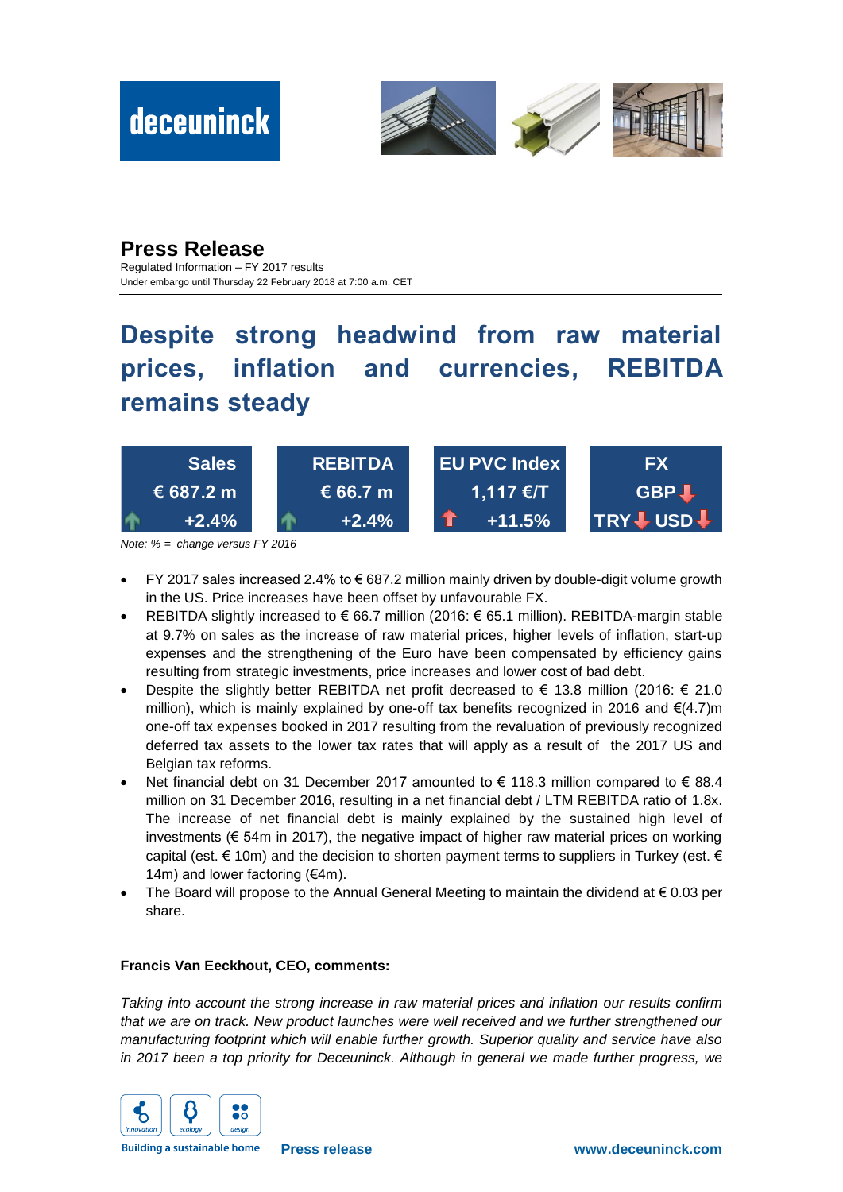deceuninck

## Press Release

Regulated Information – FY 2017 results
Under embargo until Thursday 22 February 2018 at 7:00 a.m. CET

# Despite strong headwind from raw material prices, inflation and currencies, REBITDA remains steady

| Sales | REBITDA | EU PVC Index | FX |
|---|---|---|---|
| € 687.2 m | € 66.7 m | 1,117 €/T | GBP ↓ |
| ↑ +2.4% | ↑ +2.4% | ↑ +11.5% | TRY ↓ USD ↓ |

*Note: % = change versus FY 2016*

- FY 2017 sales increased 2.4% to € 687.2 million mainly driven by double-digit volume growth in the US. Price increases have been offset by unfavourable FX.
- REBITDA slightly increased to € 66.7 million (2016: € 65.1 million). REBITDA-margin stable at 9.7% on sales as the increase of raw material prices, higher levels of inflation, start-up expenses and the strengthening of the Euro have been compensated by efficiency gains resulting from strategic investments, price increases and lower cost of bad debt.
- Despite the slightly better REBITDA net profit decreased to € 13.8 million (2016: € 21.0 million), which is mainly explained by one-off tax benefits recognized in 2016 and €(4.7)m one-off tax expenses booked in 2017 resulting from the revaluation of previously recognized deferred tax assets to the lower tax rates that will apply as a result of the 2017 US and Belgian tax reforms.
- Net financial debt on 31 December 2017 amounted to € 118.3 million compared to € 88.4 million on 31 December 2016, resulting in a net financial debt / LTM REBITDA ratio of 1.8x. The increase of net financial debt is mainly explained by the sustained high level of investments (€ 54m in 2017), the negative impact of higher raw material prices on working capital (est. € 10m) and the decision to shorten payment terms to suppliers in Turkey (est. € 14m) and lower factoring (€4m).
- The Board will propose to the Annual General Meeting to maintain the dividend at € 0.03 per share.

**Francis Van Eeckhout, CEO, comments:**

*Taking into account the strong increase in raw material prices and inflation our results confirm that we are on track. New product launches were well received and we further strengthened our manufacturing footprint which will enable further growth. Superior quality and service have also in 2017 been a top priority for Deceuninck. Although in general we made further progress, we*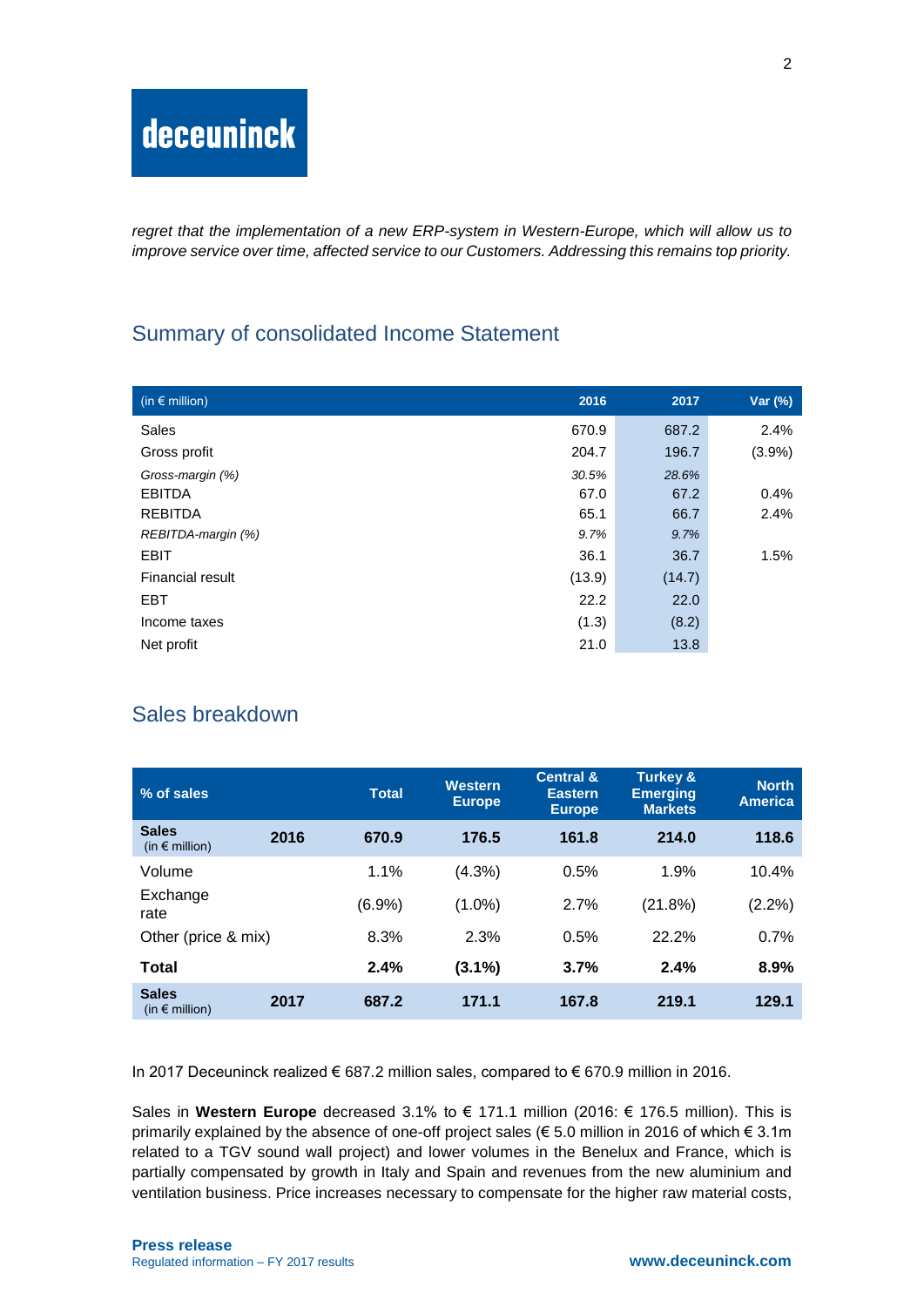*regret that the implementation of a new ERP-system in Western-Europe, which will allow us to improve service over time, affected service to our Customers. Addressing this remains top priority.*

## Summary of consolidated Income Statement

| (in € million) | 2016 | 2017 | Var (%) |
|---|---|---|---|
| Sales | 670.9 | 687.2 | 2.4% |
| Gross profit | 204.7 | 196.7 | (3.9%) |
| *Gross-margin (%)* | *30.5%* | *28.6%* | |
| EBITDA | 67.0 | 67.2 | 0.4% |
| REBITDA | 65.1 | 66.7 | 2.4% |
| *REBITDA-margin (%)* | *9.7%* | *9.7%* | |
| EBIT | 36.1 | 36.7 | 1.5% |
| Financial result | (13.9) | (14.7) | |
| EBT | 22.2 | 22.0 | |
| Income taxes | (1.3) | (8.2) | |
| Net profit | 21.0 | 13.8 | |

## Sales breakdown

| % of sales | | Total | Western Europe | Central & Eastern Europe | Turkey & Emerging Markets | North America |
|---|---|---|---|---|---|---|
| **Sales** (in € million) | **2016** | **670.9** | **176.5** | **161.8** | **214.0** | **118.6** |
| Volume | | 1.1% | (4.3%) | 0.5% | 1.9% | 10.4% |
| Exchange rate | | (6.9%) | (1.0%) | 2.7% | (21.8%) | (2.2%) |
| Other (price & mix) | | 8.3% | 2.3% | 0.5% | 22.2% | 0.7% |
| **Total** | | **2.4%** | **(3.1%)** | **3.7%** | **2.4%** | **8.9%** |
| **Sales** (in € million) | **2017** | **687.2** | **171.1** | **167.8** | **219.1** | **129.1** |

In 2017 Deceuninck realized € 687.2 million sales, compared to € 670.9 million in 2016.

Sales in **Western Europe** decreased 3.1% to € 171.1 million (2016: € 176.5 million). This is primarily explained by the absence of one-off project sales (€ 5.0 million in 2016 of which € 3.1m related to a TGV sound wall project) and lower volumes in the Benelux and France, which is partially compensated by growth in Italy and Spain and revenues from the new aluminium and ventilation business. Price increases necessary to compensate for the higher raw material costs,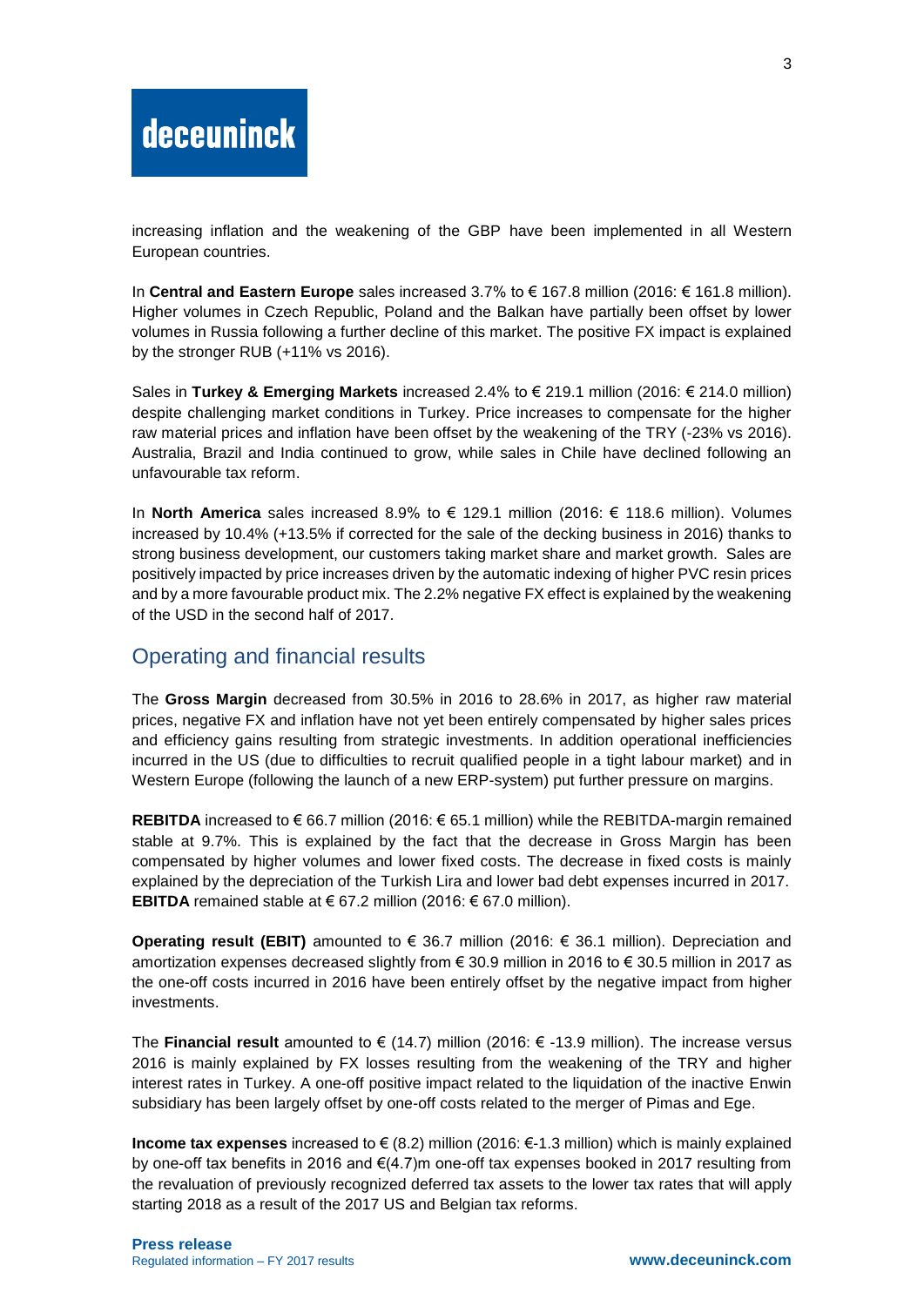increasing inflation and the weakening of the GBP have been implemented in all Western European countries.

In **Central and Eastern Europe** sales increased 3.7% to € 167.8 million (2016: € 161.8 million). Higher volumes in Czech Republic, Poland and the Balkan have partially been offset by lower volumes in Russia following a further decline of this market. The positive FX impact is explained by the stronger RUB (+11% vs 2016).

Sales in **Turkey & Emerging Markets** increased 2.4% to € 219.1 million (2016: € 214.0 million) despite challenging market conditions in Turkey. Price increases to compensate for the higher raw material prices and inflation have been offset by the weakening of the TRY (-23% vs 2016). Australia, Brazil and India continued to grow, while sales in Chile have declined following an unfavourable tax reform.

In **North America** sales increased 8.9% to € 129.1 million (2016: € 118.6 million). Volumes increased by 10.4% (+13.5% if corrected for the sale of the decking business in 2016) thanks to strong business development, our customers taking market share and market growth. Sales are positively impacted by price increases driven by the automatic indexing of higher PVC resin prices and by a more favourable product mix. The 2.2% negative FX effect is explained by the weakening of the USD in the second half of 2017.

## Operating and financial results

The **Gross Margin** decreased from 30.5% in 2016 to 28.6% in 2017, as higher raw material prices, negative FX and inflation have not yet been entirely compensated by higher sales prices and efficiency gains resulting from strategic investments. In addition operational inefficiencies incurred in the US (due to difficulties to recruit qualified people in a tight labour market) and in Western Europe (following the launch of a new ERP-system) put further pressure on margins.

**REBITDA** increased to € 66.7 million (2016: € 65.1 million) while the REBITDA-margin remained stable at 9.7%. This is explained by the fact that the decrease in Gross Margin has been compensated by higher volumes and lower fixed costs. The decrease in fixed costs is mainly explained by the depreciation of the Turkish Lira and lower bad debt expenses incurred in 2017. **EBITDA** remained stable at € 67.2 million (2016: € 67.0 million).

**Operating result (EBIT)** amounted to € 36.7 million (2016: € 36.1 million). Depreciation and amortization expenses decreased slightly from € 30.9 million in 2016 to € 30.5 million in 2017 as the one-off costs incurred in 2016 have been entirely offset by the negative impact from higher investments.

The **Financial result** amounted to € (14.7) million (2016: € -13.9 million). The increase versus 2016 is mainly explained by FX losses resulting from the weakening of the TRY and higher interest rates in Turkey. A one-off positive impact related to the liquidation of the inactive Enwin subsidiary has been largely offset by one-off costs related to the merger of Pimas and Ege.

**Income tax expenses** increased to € (8.2) million (2016: €-1.3 million) which is mainly explained by one-off tax benefits in 2016 and €(4.7)m one-off tax expenses booked in 2017 resulting from the revaluation of previously recognized deferred tax assets to the lower tax rates that will apply starting 2018 as a result of the 2017 US and Belgian tax reforms.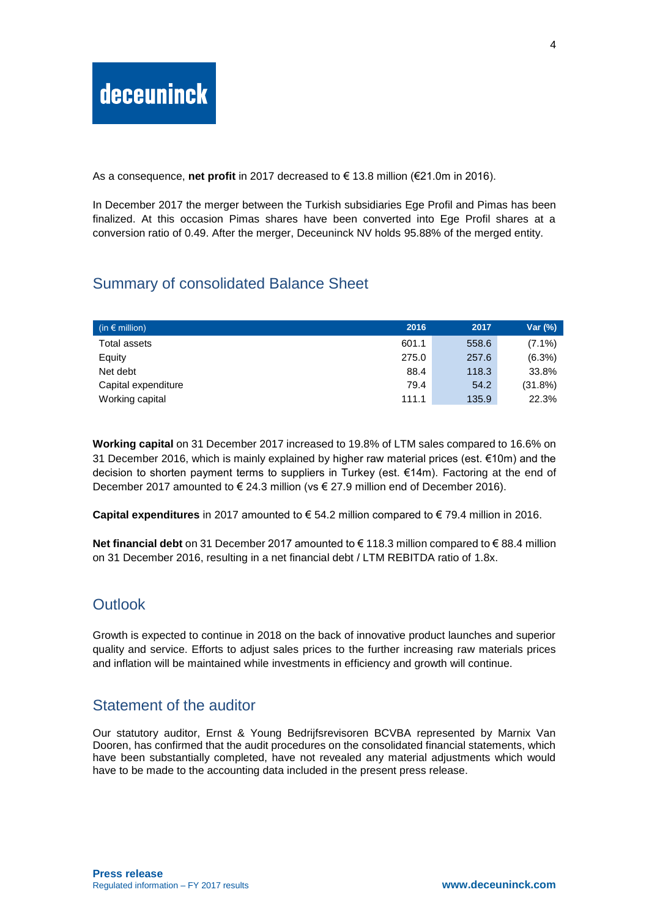As a consequence, **net profit** in 2017 decreased to € 13.8 million (€21.0m in 2016).

In December 2017 the merger between the Turkish subsidiaries Ege Profil and Pimas has been finalized. At this occasion Pimas shares have been converted into Ege Profil shares at a conversion ratio of 0.49. After the merger, Deceuninck NV holds 95.88% of the merged entity.

## Summary of consolidated Balance Sheet

| (in € million) | 2016 | 2017 | Var (%) |
|---|---|---|---|
| Total assets | 601.1 | 558.6 | (7.1%) |
| Equity | 275.0 | 257.6 | (6.3%) |
| Net debt | 88.4 | 118.3 | 33.8% |
| Capital expenditure | 79.4 | 54.2 | (31.8%) |
| Working capital | 111.1 | 135.9 | 22.3% |

**Working capital** on 31 December 2017 increased to 19.8% of LTM sales compared to 16.6% on 31 December 2016, which is mainly explained by higher raw material prices (est. €10m) and the decision to shorten payment terms to suppliers in Turkey (est. €14m). Factoring at the end of December 2017 amounted to € 24.3 million (vs € 27.9 million end of December 2016).

**Capital expenditures** in 2017 amounted to € 54.2 million compared to € 79.4 million in 2016.

**Net financial debt** on 31 December 2017 amounted to € 118.3 million compared to € 88.4 million on 31 December 2016, resulting in a net financial debt / LTM REBITDA ratio of 1.8x.

## Outlook

Growth is expected to continue in 2018 on the back of innovative product launches and superior quality and service. Efforts to adjust sales prices to the further increasing raw materials prices and inflation will be maintained while investments in efficiency and growth will continue.

## Statement of the auditor

Our statutory auditor, Ernst & Young Bedrijfsrevisoren BCVBA represented by Marnix Van Dooren, has confirmed that the audit procedures on the consolidated financial statements, which have been substantially completed, have not revealed any material adjustments which would have to be made to the accounting data included in the present press release.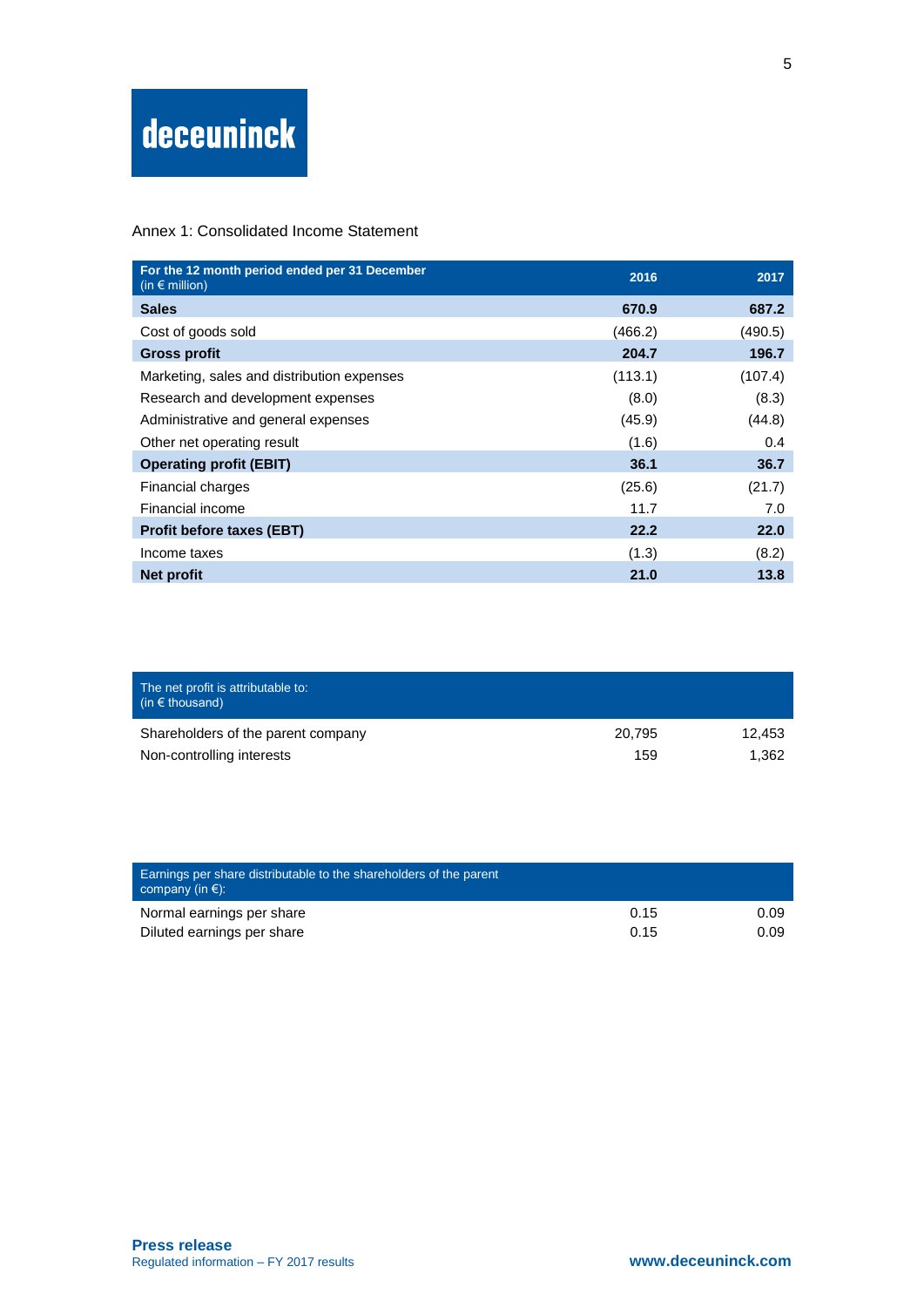deceuninck

Annex 1: Consolidated Income Statement

| For the 12 month period ended per 31 December (in € million) | 2016 | 2017 |
|---|---|---|
| **Sales** | **670.9** | **687.2** |
| Cost of goods sold | (466.2) | (490.5) |
| **Gross profit** | **204.7** | **196.7** |
| Marketing, sales and distribution expenses | (113.1) | (107.4) |
| Research and development expenses | (8.0) | (8.3) |
| Administrative and general expenses | (45.9) | (44.8) |
| Other net operating result | (1.6) | 0.4 |
| **Operating profit (EBIT)** | **36.1** | **36.7** |
| Financial charges | (25.6) | (21.7) |
| Financial income | 11.7 | 7.0 |
| **Profit before taxes (EBT)** | **22.2** | **22.0** |
| Income taxes | (1.3) | (8.2) |
| **Net profit** | **21.0** | **13.8** |

| The net profit is attributable to: (in € thousand) | | |
|---|---|---|
| Shareholders of the parent company | 20,795 | 12,453 |
| Non-controlling interests | 159 | 1,362 |

| Earnings per share distributable to the shareholders of the parent company (in €): | | |
|---|---|---|
| Normal earnings per share | 0.15 | 0.09 |
| Diluted earnings per share | 0.15 | 0.09 |

**Press release**
Regulated information – FY 2017 results

**www.deceuninck.com**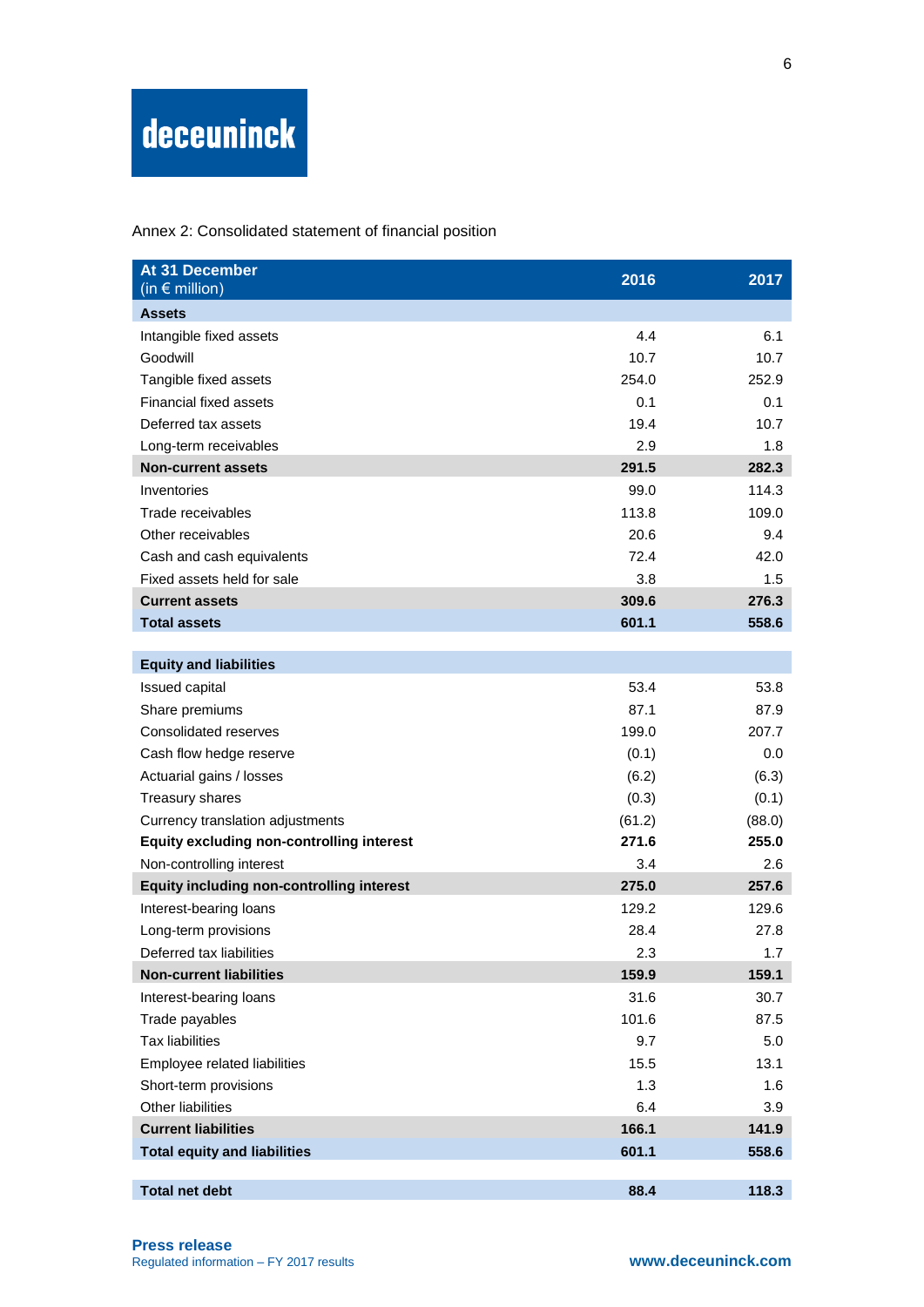deceuninck

Annex 2: Consolidated statement of financial position

| At 31 December (in € million) | 2016 | 2017 |
|---|---|---|
| **Assets** | | |
| Intangible fixed assets | 4.4 | 6.1 |
| Goodwill | 10.7 | 10.7 |
| Tangible fixed assets | 254.0 | 252.9 |
| Financial fixed assets | 0.1 | 0.1 |
| Deferred tax assets | 19.4 | 10.7 |
| Long-term receivables | 2.9 | 1.8 |
| **Non-current assets** | **291.5** | **282.3** |
| Inventories | 99.0 | 114.3 |
| Trade receivables | 113.8 | 109.0 |
| Other receivables | 20.6 | 9.4 |
| Cash and cash equivalents | 72.4 | 42.0 |
| Fixed assets held for sale | 3.8 | 1.5 |
| **Current assets** | **309.6** | **276.3** |
| **Total assets** | **601.1** | **558.6** |
| | | |
| **Equity and liabilities** | | |
| Issued capital | 53.4 | 53.8 |
| Share premiums | 87.1 | 87.9 |
| Consolidated reserves | 199.0 | 207.7 |
| Cash flow hedge reserve | (0.1) | 0.0 |
| Actuarial gains / losses | (6.2) | (6.3) |
| Treasury shares | (0.3) | (0.1) |
| Currency translation adjustments | (61.2) | (88.0) |
| **Equity excluding non-controlling interest** | **271.6** | **255.0** |
| Non-controlling interest | 3.4 | 2.6 |
| **Equity including non-controlling interest** | **275.0** | **257.6** |
| Interest-bearing loans | 129.2 | 129.6 |
| Long-term provisions | 28.4 | 27.8 |
| Deferred tax liabilities | 2.3 | 1.7 |
| **Non-current liabilities** | **159.9** | **159.1** |
| Interest-bearing loans | 31.6 | 30.7 |
| Trade payables | 101.6 | 87.5 |
| Tax liabilities | 9.7 | 5.0 |
| Employee related liabilities | 15.5 | 13.1 |
| Short-term provisions | 1.3 | 1.6 |
| Other liabilities | 6.4 | 3.9 |
| **Current liabilities** | **166.1** | **141.9** |
| **Total equity and liabilities** | **601.1** | **558.6** |
| | | |
| **Total net debt** | **88.4** | **118.3** |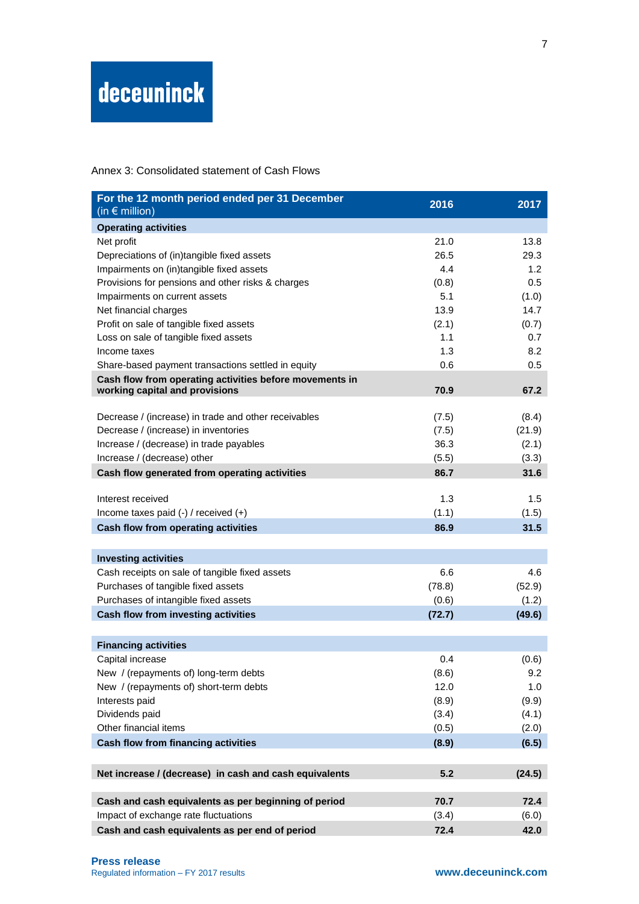deceuninck

Annex 3: Consolidated statement of Cash Flows

| For the 12 month period ended per 31 December (in € million) | 2016 | 2017 |
|---|---|---|
| **Operating activities** | | |
| Net profit | 21.0 | 13.8 |
| Depreciations of (in)tangible fixed assets | 26.5 | 29.3 |
| Impairments on (in)tangible fixed assets | 4.4 | 1.2 |
| Provisions for pensions and other risks & charges | (0.8) | 0.5 |
| Impairments on current assets | 5.1 | (1.0) |
| Net financial charges | 13.9 | 14.7 |
| Profit on sale of tangible fixed assets | (2.1) | (0.7) |
| Loss on sale of tangible fixed assets | 1.1 | 0.7 |
| Income taxes | 1.3 | 8.2 |
| Share-based payment transactions settled in equity | 0.6 | 0.5 |
| **Cash flow from operating activities before movements in working capital and provisions** | **70.9** | **67.2** |
| | | |
| Decrease / (increase) in trade and other receivables | (7.5) | (8.4) |
| Decrease / (increase) in inventories | (7.5) | (21.9) |
| Increase / (decrease) in trade payables | 36.3 | (2.1) |
| Increase / (decrease) other | (5.5) | (3.3) |
| **Cash flow generated from operating activities** | **86.7** | **31.6** |
| | | |
| Interest received | 1.3 | 1.5 |
| Income taxes paid (-) / received (+) | (1.1) | (1.5) |
| **Cash flow from operating activities** | **86.9** | **31.5** |
| | | |
| **Investing activities** | | |
| Cash receipts on sale of tangible fixed assets | 6.6 | 4.6 |
| Purchases of tangible fixed assets | (78.8) | (52.9) |
| Purchases of intangible fixed assets | (0.6) | (1.2) |
| **Cash flow from investing activities** | **(72.7)** | **(49.6)** |
| | | |
| **Financing activities** | | |
| Capital increase | 0.4 | (0.6) |
| New / (repayments of) long-term debts | (8.6) | 9.2 |
| New / (repayments of) short-term debts | 12.0 | 1.0 |
| Interests paid | (8.9) | (9.9) |
| Dividends paid | (3.4) | (4.1) |
| Other financial items | (0.5) | (2.0) |
| **Cash flow from financing activities** | **(8.9)** | **(6.5)** |
| | | |
| **Net increase / (decrease) in cash and cash equivalents** | **5.2** | **(24.5)** |
| | | |
| **Cash and cash equivalents as per beginning of period** | **70.7** | **72.4** |
| Impact of exchange rate fluctuations | (3.4) | (6.0) |
| **Cash and cash equivalents as per end of period** | **72.4** | **42.0** |

**Press release**
Regulated information – FY 2017 results

**www.deceuninck.com**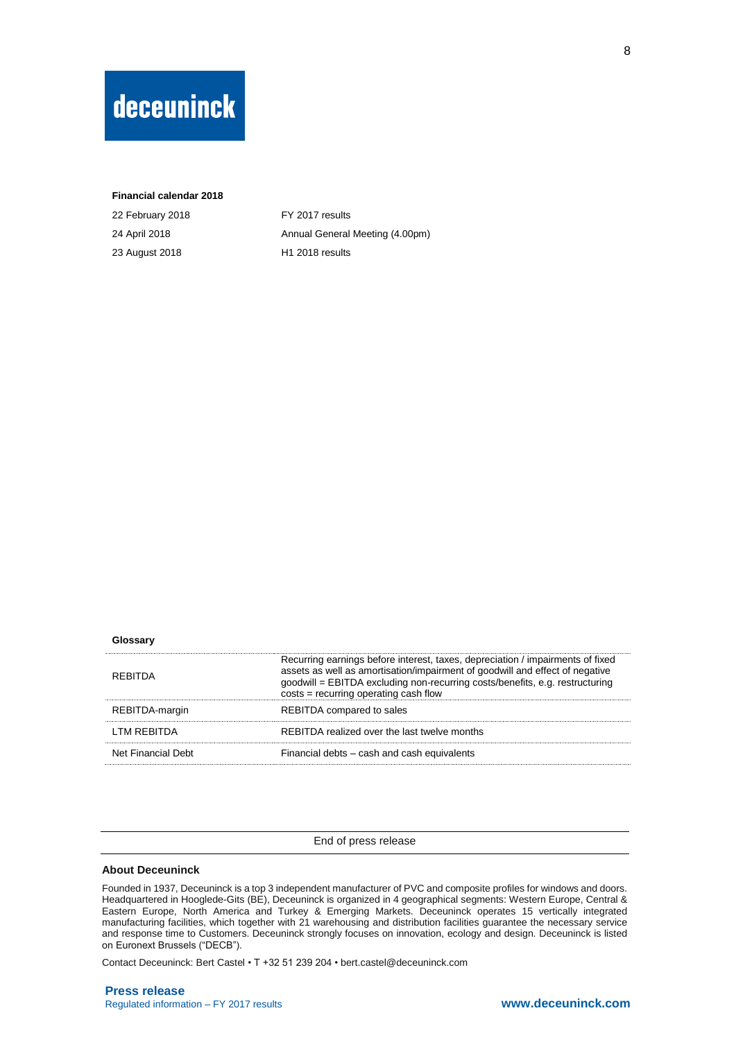deceuninck

**Financial calendar 2018**

| | |
|---|---|
| 22 February 2018 | FY 2017 results |
| 24 April 2018 | Annual General Meeting (4.00pm) |
| 23 August 2018 | H1 2018 results |

**Glossary**

| | |
|---|---|
| REBITDA | Recurring earnings before interest, taxes, depreciation / impairments of fixed assets as well as amortisation/impairment of goodwill and effect of negative goodwill = EBITDA excluding non-recurring costs/benefits, e.g. restructuring costs = recurring operating cash flow |
| REBITDA-margin | REBITDA compared to sales |
| LTM REBITDA | REBITDA realized over the last twelve months |
| Net Financial Debt | Financial debts – cash and cash equivalents |

End of press release

**About Deceuninck**

Founded in 1937, Deceuninck is a top 3 independent manufacturer of PVC and composite profiles for windows and doors. Headquartered in Hooglede-Gits (BE), Deceuninck is organized in 4 geographical segments: Western Europe, Central & Eastern Europe, North America and Turkey & Emerging Markets. Deceuninck operates 15 vertically integrated manufacturing facilities, which together with 21 warehousing and distribution facilities guarantee the necessary service and response time to Customers. Deceuninck strongly focuses on innovation, ecology and design. Deceuninck is listed on Euronext Brussels ("DECB").

Contact Deceuninck: Bert Castel • T +32 51 239 204 • bert.castel@deceuninck.com